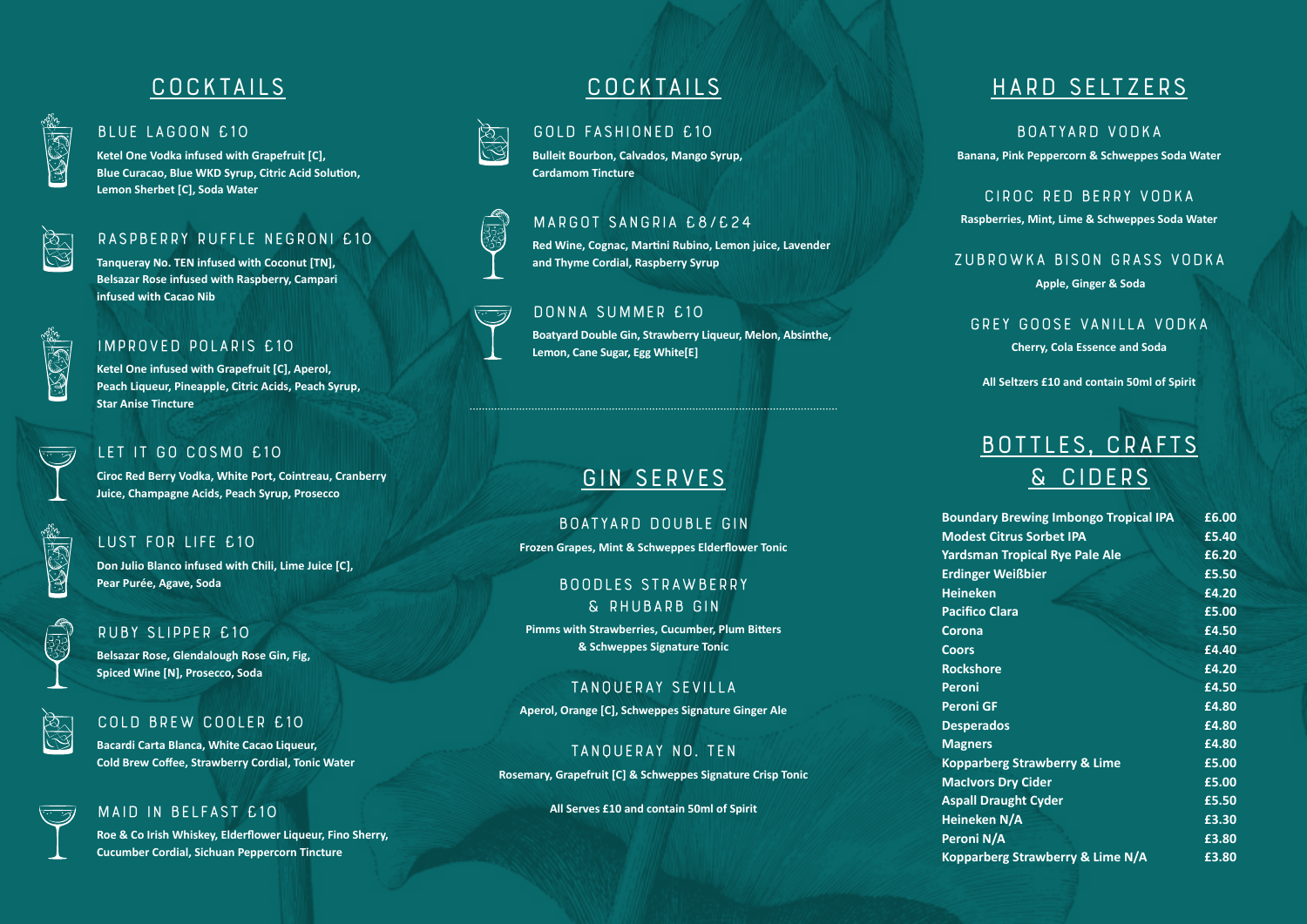## COCKTAILS

### BLUE LAGOON £10

**Ketel One Vodka infused with Grapefruit [C], Blue Curacao, Blue WKD Syrup, Citric Acid Solution, Lemon Sherbet [C], Soda Water**

### RASPBERRY RUFFLE NEGRONI £10

**Tanqueray No. TEN infused with Coconut [TN], Belsazar Rose infused with Raspberry, Campari infused with Cacao Nib**

### IMPROVED POLARIS £10

**Ketel One infused with Grapefruit [C], Aperol, Peach Liqueur, Pineapple, Citric Acids, Peach Syrup, Star Anise Tincture**

### LET IT GO COSMO £10

**Ciroc Red Berry Vodka, White Port, Cointreau, Cranberry Juice, Champagne Acids, Peach Syrup, Prosecco**

### LUST FOR LIFE £10

**Don Julio Blanco infused with Chili, Lime Juice [C], Pear Purée, Agave, Soda**

### RUBY SLIPPER £10

**Belsazar Rose, Glendalough Rose Gin, Fig, Spiced Wine [N], Prosecco, Soda**

### COLD BREW COOLER £10

**Bacardi Carta Blanca, White Cacao Liqueur, Cold Brew Coffee, Strawberry Cordial, Tonic Water**

### MAID IN BELFAST £10

**Roe & Co Irish Whiskey, Elderflower Liqueur, Fino Sherry, Cucumber Cordial, Sichuan Peppercorn Tincture**

## COCKTAILS

### GOLD FASHIONED £10

**Bulleit Bourbon, Calvados, Mango Syrup, Cardamom Tincture**

### MARGOT SANGRIA £8/£24

**Red Wine, Cognac, Martini Rubino, Lemon juice, Lavender and Thyme Cordial, Raspberry Syrup**

### DONNA SUMMER £10

**Boatyard Double Gin, Strawberry Liqueur, Melon, Absinthe, Lemon, Cane Sugar, Egg White[E]**

## GIN SERVES

### BOATYARD DOUBLE GIN

**Frozen Grapes, Mint & Schweppes Elderflower Tonic**

### BOODLES STRAWBERRY & RHUBARB GIN

**Pimms with Strawberries, Cucumber, Plum Bitters & Schweppes Signature Tonic**

### TANQUERAY SEVILLA

**Aperol, Orange [C], Schweppes Signature Ginger Ale**

### TANQUERAY NO. TEN

**Rosemary, Grapefruit [C] & Schweppes Signature Crisp Tonic**

**All Serves £10 and contain 50ml of Spirit**

## HARD SELTZERS

### BOATYARD VODKA

**Banana, Pink Peppercorn & Schweppes Soda Water**

### CIROC RED BERRY VODKA

**Raspberries, Mint, Lime & Schweppes Soda Water**

### ZUBROWKA BISON GRASS VODKA

**Apple, Ginger & Soda**

### GREY GOOSE VANILLA VODKA

**Cherry, Cola Essence and Soda**

**All Seltzers £10 and contain 50ml of Spirit**

## BOTTLES, CRAFTS & CIDERS

| Item | Price |
|---|---|
| Boundary Brewing Imbongo Tropical IPA | £6.00 |
| Modest Citrus Sorbet IPA | £5.40 |
| Yardsman Tropical Rye Pale Ale | £6.20 |
| Erdinger Weißbier | £5.50 |
| Heineken | £4.20 |
| Pacifico Clara | £5.00 |
| Corona | £4.50 |
| Coors | £4.40 |
| Rockshore | £4.20 |
| Peroni | £4.50 |
| Peroni GF | £4.80 |
| Desperados | £4.80 |
| Magners | £4.80 |
| Kopparberg Strawberry & Lime | £5.00 |
| MacIvors Dry Cider | £5.00 |
| Aspall Draught Cyder | £5.50 |
| Heineken N/A | £3.30 |
| Peroni N/A | £3.80 |
| Kopparberg Strawberry & Lime N/A | £3.80 |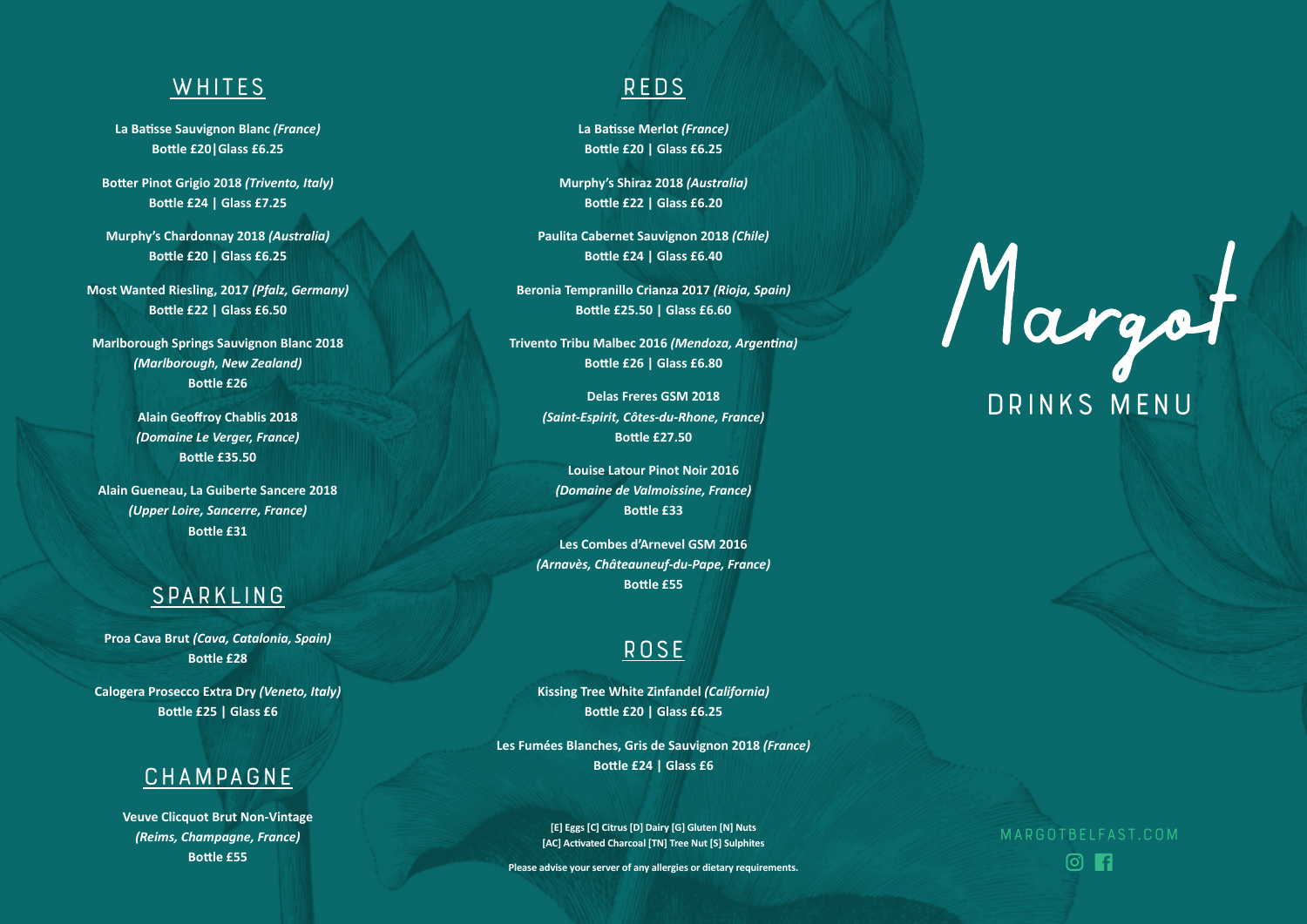## WHITES

**La Batisse Sauvignon Blanc *(France)***
**Bottle £20|Glass £6.25**

**Botter Pinot Grigio 2018 *(Trivento, Italy)***
**Bottle £24 | Glass £7.25**

**Murphy's Chardonnay 2018 *(Australia)***
**Bottle £20 | Glass £6.25**

**Most Wanted Riesling, 2017 *(Pfalz, Germany)***
**Bottle £22 | Glass £6.50**

**Marlborough Springs Sauvignon Blanc 2018**
***(Marlborough, New Zealand)***
**Bottle £26**

**Alain Geoffroy Chablis 2018**
***(Domaine Le Verger, France)***
**Bottle £35.50**

**Alain Gueneau, La Guiberte Sancere 2018**
***(Upper Loire, Sancerre, France)***
**Bottle £31**

## SPARKLING

**Proa Cava Brut *(Cava, Catalonia, Spain)***
**Bottle £28**

**Calogera Prosecco Extra Dry *(Veneto, Italy)***
**Bottle £25 | Glass £6**

## CHAMPAGNE

**Veuve Clicquot Brut Non-Vintage**
***(Reims, Champagne, France)***
**Bottle £55**

## REDS

**La Batisse Merlot *(France)***
**Bottle £20 | Glass £6.25**

**Murphy's Shiraz 2018 *(Australia)***
**Bottle £22 | Glass £6.20**

**Paulita Cabernet Sauvignon 2018 *(Chile)***
**Bottle £24 | Glass £6.40**

**Beronia Tempranillo Crianza 2017 *(Rioja, Spain)***
**Bottle £25.50 | Glass £6.60**

**Trivento Tribu Malbec 2016 *(Mendoza, Argentina)***
**Bottle £26 | Glass £6.80**

**Delas Freres GSM 2018**
***(Saint-Espirit, Côtes-du-Rhone, France)***
**Bottle £27.50**

**Louise Latour Pinot Noir 2016**
***(Domaine de Valmoissine, France)***
**Bottle £33**

**Les Combes d'Arnevel GSM 2016**
***(Arnavès, Châteauneuf-du-Pape, France)***
**Bottle £55**

## ROSE

**Kissing Tree White Zinfandel *(California)***
**Bottle £20 | Glass £6.25**

**Les Fumées Blanches, Gris de Sauvignon 2018 *(France)***
**Bottle £24 | Glass £6**

**[E] Eggs [C] Citrus [D] Dairy [G] Gluten [N] Nuts**
**[AC] Activated Charcoal [TN] Tree Nut [S] Sulphites**

**Please advise your server of any allergies or dietary requirements.**

# Margot

## DRINKS MENU

MARGOTBELFAST.COM